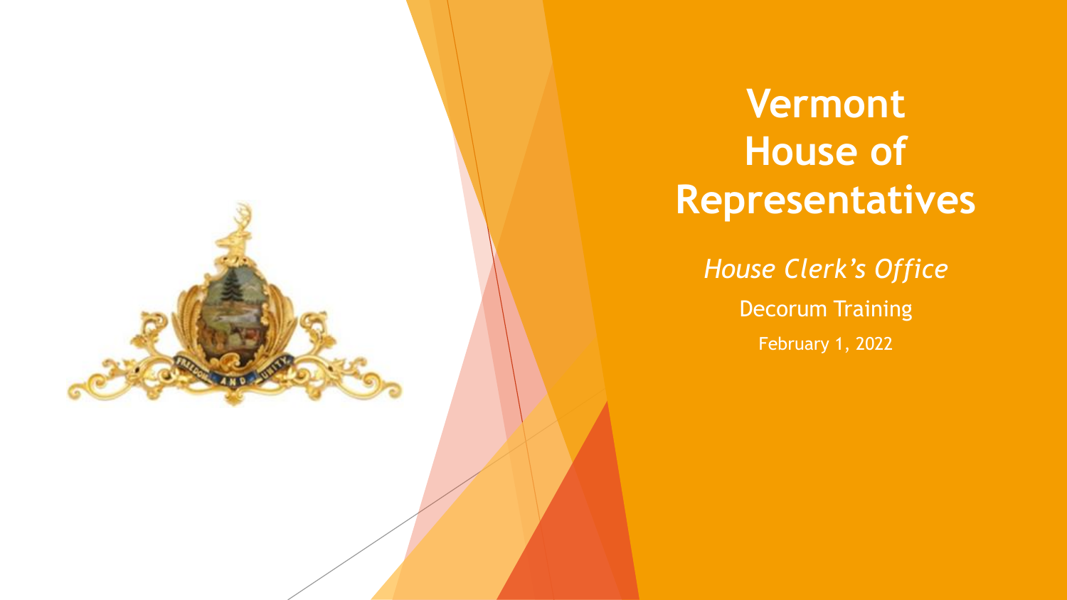# Vermont House of Representatives

*House Clerk's Office*

Decorum Training

February 1, 2022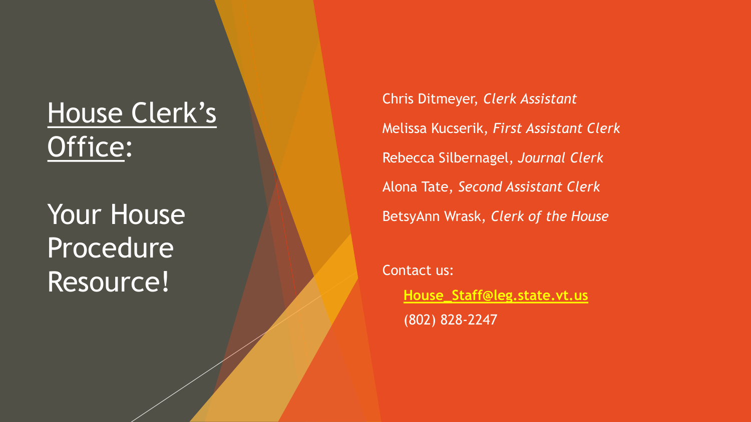# House Clerk's Office:

## Your House Procedure Resource!

Chris Ditmeyer, *Clerk Assistant*

Melissa Kucserik, *First Assistant Clerk*

Rebecca Silbernagel, *Journal Clerk*

Alona Tate, *Second Assistant Clerk*

BetsyAnn Wrask, *Clerk of the House*

Contact us:

**House_Staff@leg.state.vt.us**

(802) 828-2247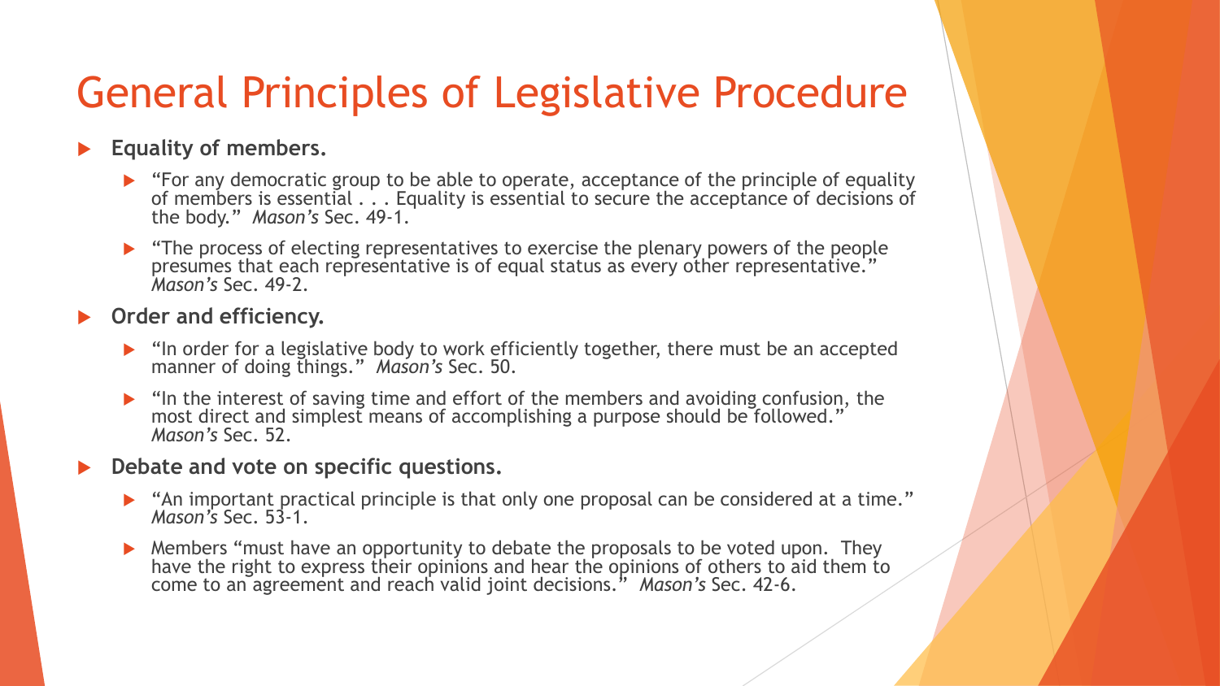# General Principles of Legislative Procedure

- **Equality of members.**
  - "For any democratic group to be able to operate, acceptance of the principle of equality of members is essential . . . Equality is essential to secure the acceptance of decisions of the body." *Mason's* Sec. 49-1.
  - "The process of electing representatives to exercise the plenary powers of the people presumes that each representative is of equal status as every other representative." *Mason's* Sec. 49-2.
- **Order and efficiency.**
  - "In order for a legislative body to work efficiently together, there must be an accepted manner of doing things." *Mason's* Sec. 50.
  - "In the interest of saving time and effort of the members and avoiding confusion, the most direct and simplest means of accomplishing a purpose should be followed." *Mason's* Sec. 52.
- **Debate and vote on specific questions.**
  - "An important practical principle is that only one proposal can be considered at a time." *Mason's* Sec. 53-1.
  - Members "must have an opportunity to debate the proposals to be voted upon. They have the right to express their opinions and hear the opinions of others to aid them to come to an agreement and reach valid joint decisions." *Mason's* Sec. 42-6.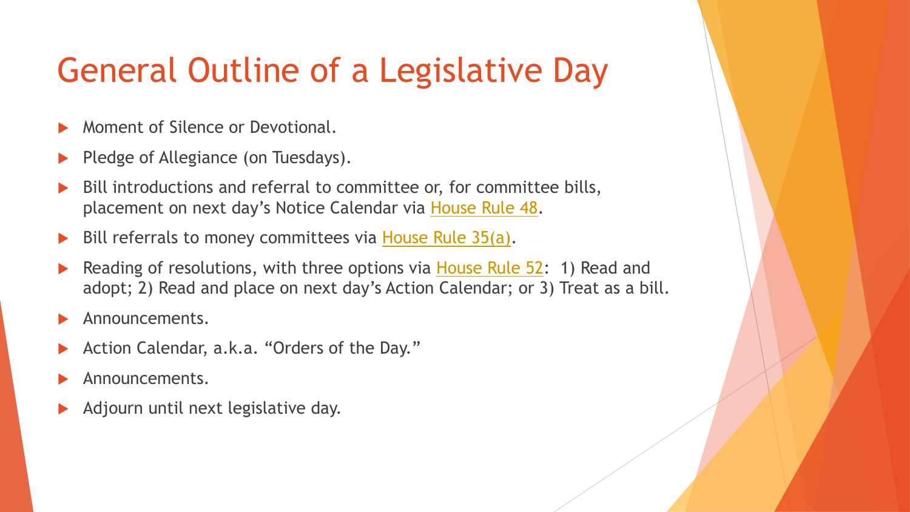# General Outline of a Legislative Day

- Moment of Silence or Devotional.
- Pledge of Allegiance (on Tuesdays).
- Bill introductions and referral to committee or, for committee bills, placement on next day's Notice Calendar via House Rule 48.
- Bill referrals to money committees via House Rule 35(a).
- Reading of resolutions, with three options via House Rule 52: 1) Read and adopt; 2) Read and place on next day's Action Calendar; or 3) Treat as a bill.
- Announcements.
- Action Calendar, a.k.a. "Orders of the Day."
- Announcements.
- Adjourn until next legislative day.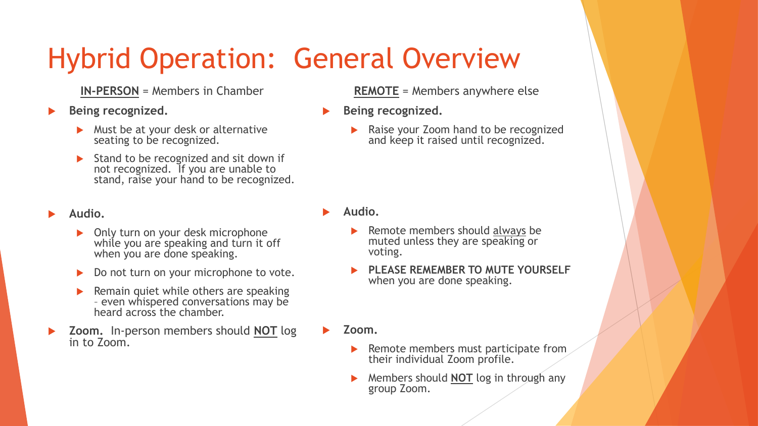# Hybrid Operation: General Overview

**IN-PERSON** = Members in Chamber

- **Being recognized.**
  - Must be at your desk or alternative seating to be recognized.
  - Stand to be recognized and sit down if not recognized. If you are unable to stand, raise your hand to be recognized.
- **Audio.**
  - Only turn on your desk microphone while you are speaking and turn it off when you are done speaking.
  - Do not turn on your microphone to vote.
  - Remain quiet while others are speaking – even whispered conversations may be heard across the chamber.
- **Zoom.** In-person members should **NOT** log in to Zoom.

**REMOTE** = Members anywhere else

- **Being recognized.**
  - Raise your Zoom hand to be recognized and keep it raised until recognized.
- **Audio.**
  - Remote members should always be muted unless they are speaking or voting.
  - **PLEASE REMEMBER TO MUTE YOURSELF** when you are done speaking.
- **Zoom.**
  - Remote members must participate from their individual Zoom profile.
  - Members should **NOT** log in through any group Zoom.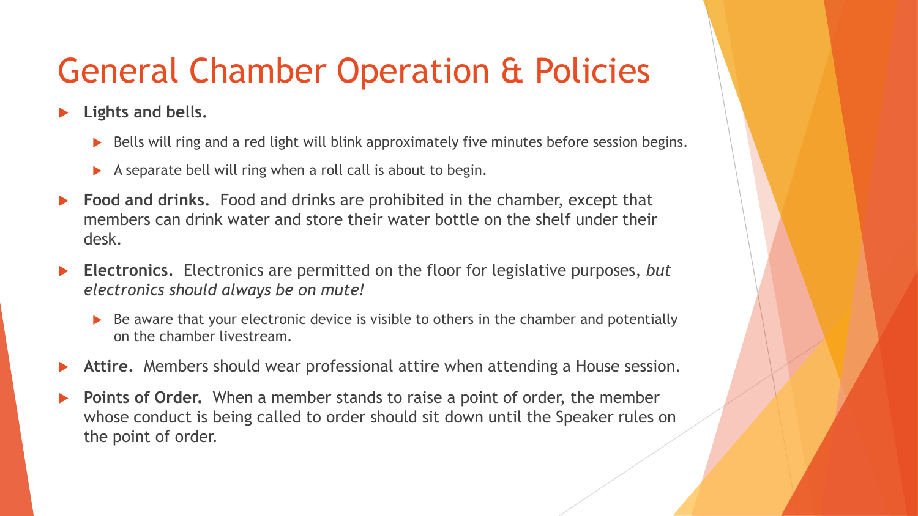# General Chamber Operation & Policies

- **Lights and bells.**
  - Bells will ring and a red light will blink approximately five minutes before session begins.
  - A separate bell will ring when a roll call is about to begin.
- **Food and drinks.** Food and drinks are prohibited in the chamber, except that members can drink water and store their water bottle on the shelf under their desk.
- **Electronics.** Electronics are permitted on the floor for legislative purposes, *but electronics should always be on mute!*
  - Be aware that your electronic device is visible to others in the chamber and potentially on the chamber livestream.
- **Attire.** Members should wear professional attire when attending a House session.
- **Points of Order.** When a member stands to raise a point of order, the member whose conduct is being called to order should sit down until the Speaker rules on the point of order.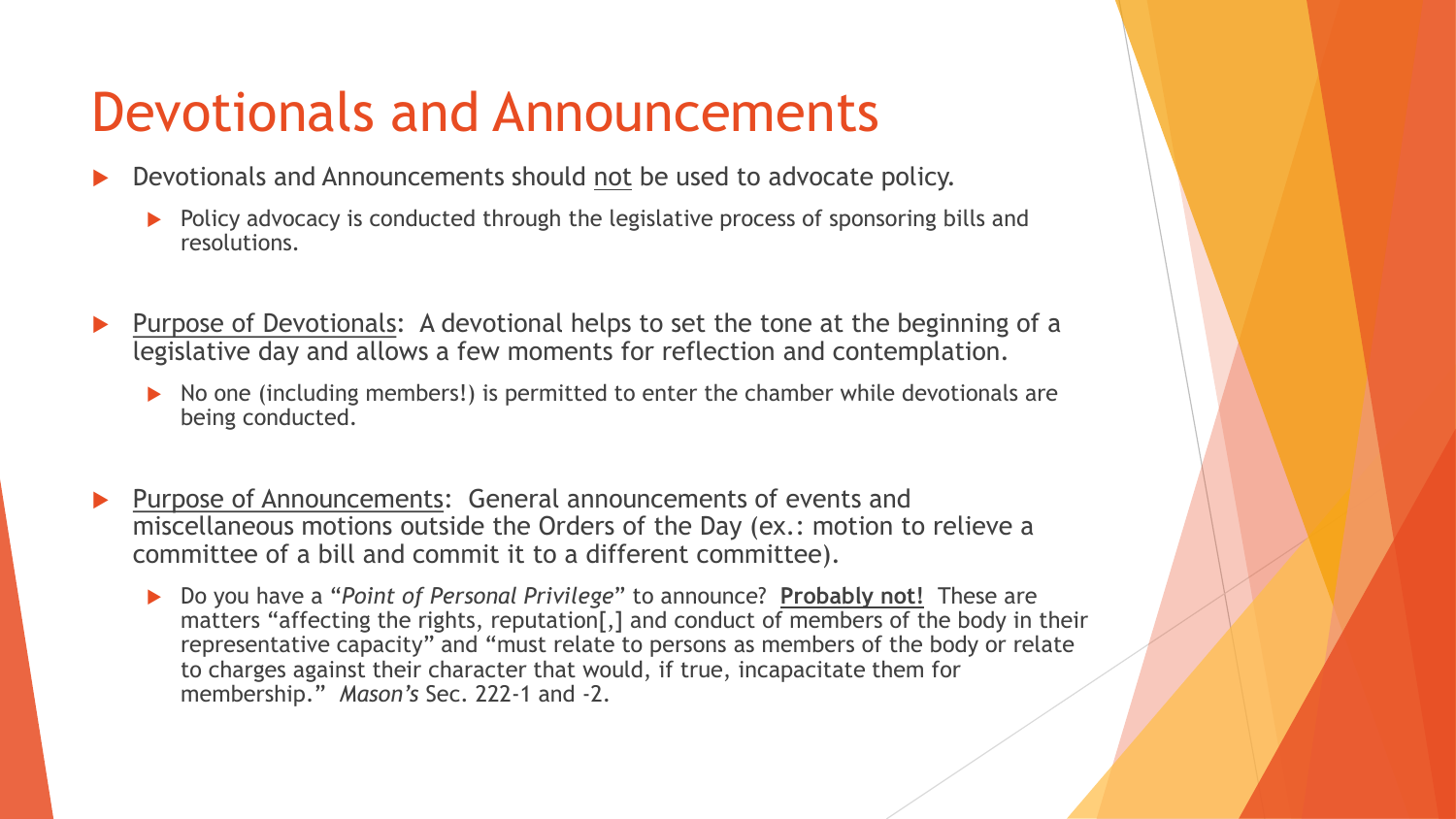# Devotionals and Announcements

- Devotionals and Announcements should <u>not</u> be used to advocate policy.
  - Policy advocacy is conducted through the legislative process of sponsoring bills and resolutions.

- <u>Purpose of Devotionals</u>: A devotional helps to set the tone at the beginning of a legislative day and allows a few moments for reflection and contemplation.
  - No one (including members!) is permitted to enter the chamber while devotionals are being conducted.

- <u>Purpose of Announcements</u>: General announcements of events and miscellaneous motions outside the Orders of the Day (ex.: motion to relieve a committee of a bill and commit it to a different committee).
  - Do you have a "*Point of Personal Privilege*" to announce? **<u>Probably not!</u>** These are matters "affecting the rights, reputation[,] and conduct of members of the body in their representative capacity" and "must relate to persons as members of the body or relate to charges against their character that would, if true, incapacitate them for membership." *Mason's* Sec. 222-1 and -2.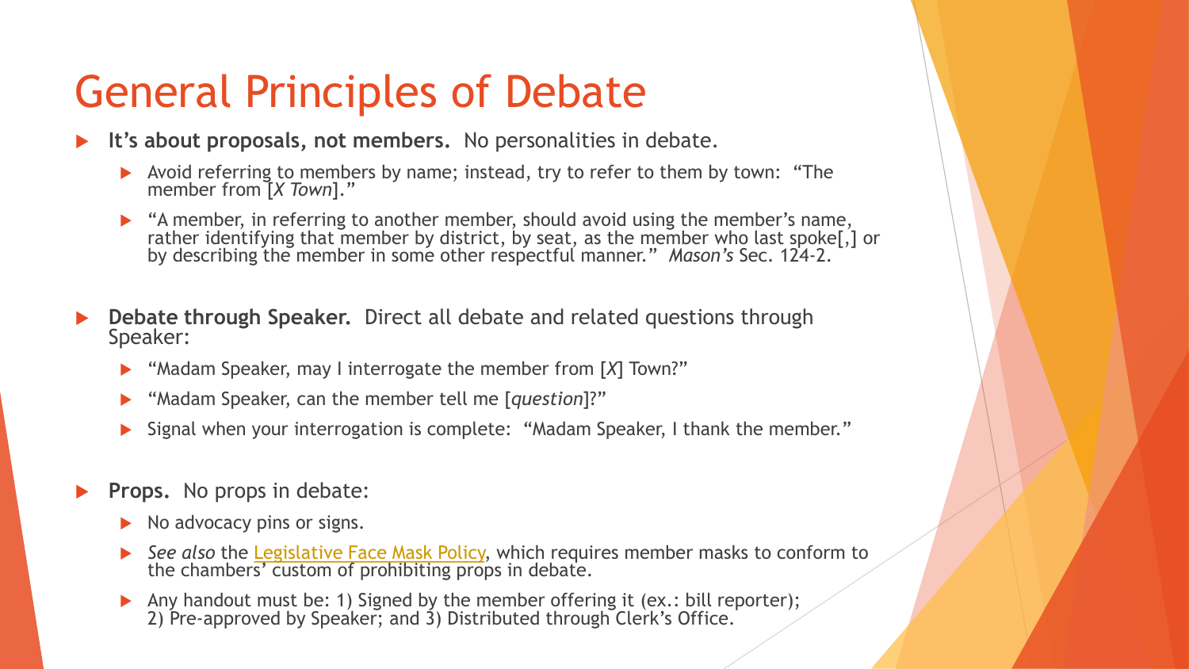# General Principles of Debate

- **It's about proposals, not members.** No personalities in debate.
  - Avoid referring to members by name; instead, try to refer to them by town: "The member from [*X Town*]."
  - "A member, in referring to another member, should avoid using the member's name, rather identifying that member by district, by seat, as the member who last spoke[,] or by describing the member in some other respectful manner." *Mason's* Sec. 124-2.
- **Debate through Speaker.** Direct all debate and related questions through Speaker:
  - "Madam Speaker, may I interrogate the member from [*X*] Town?"
  - "Madam Speaker, can the member tell me [*question*]?"
  - Signal when your interrogation is complete: "Madam Speaker, I thank the member."
- **Props.** No props in debate:
  - No advocacy pins or signs.
  - *See also* the Legislative Face Mask Policy, which requires member masks to conform to the chambers' custom of prohibiting props in debate.
  - Any handout must be: 1) Signed by the member offering it (ex.: bill reporter); 2) Pre-approved by Speaker; and 3) Distributed through Clerk's Office.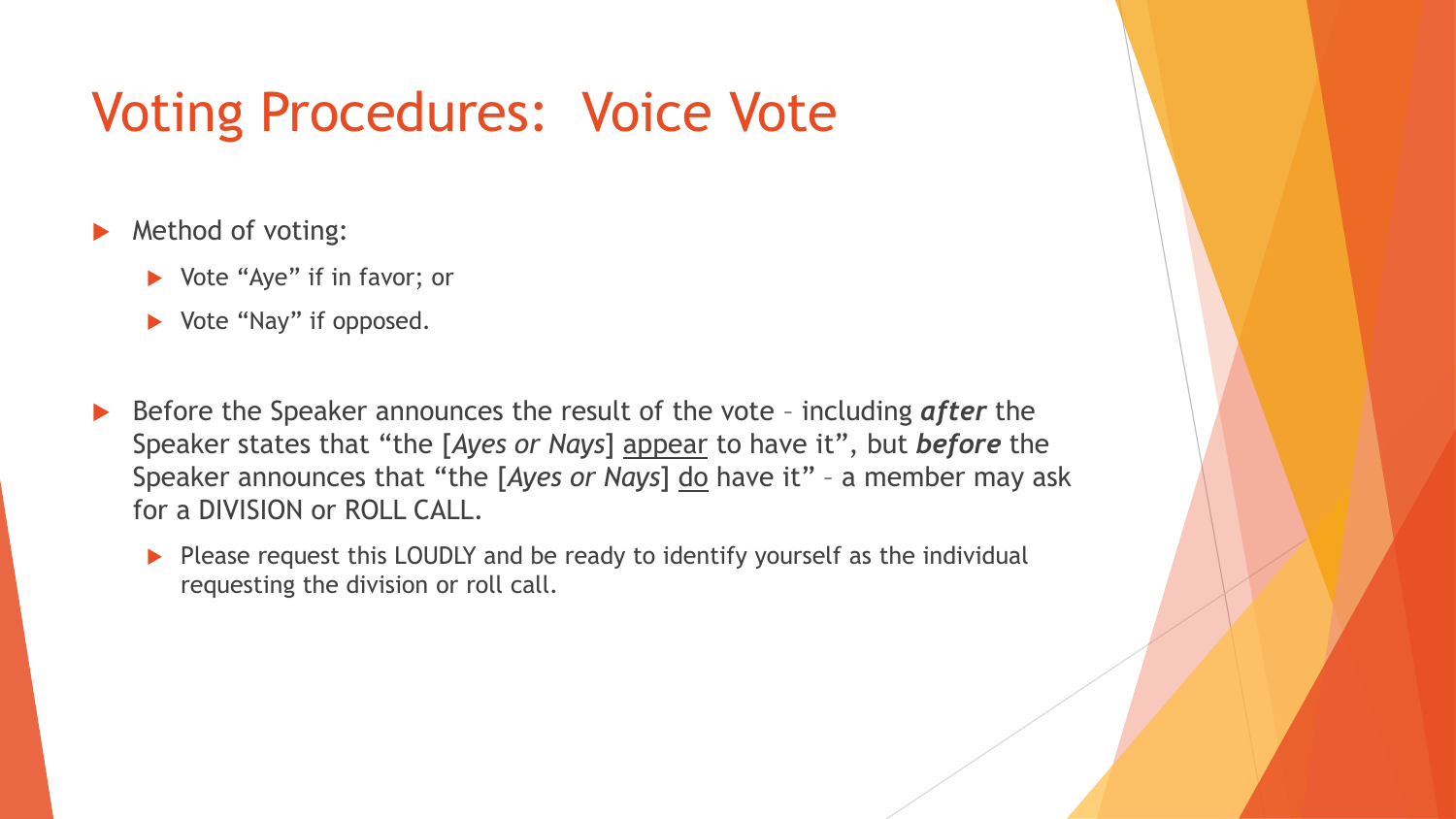# Voting Procedures: Voice Vote

- Method of voting:
  - Vote "Aye" if in favor; or
  - Vote "Nay" if opposed.

- Before the Speaker announces the result of the vote – including ***after*** the Speaker states that "the [*Ayes or Nays*] <u>appear</u> to have it", but ***before*** the Speaker announces that "the [*Ayes or Nays*] <u>do</u> have it" – a member may ask for a DIVISION or ROLL CALL.
  - Please request this LOUDLY and be ready to identify yourself as the individual requesting the division or roll call.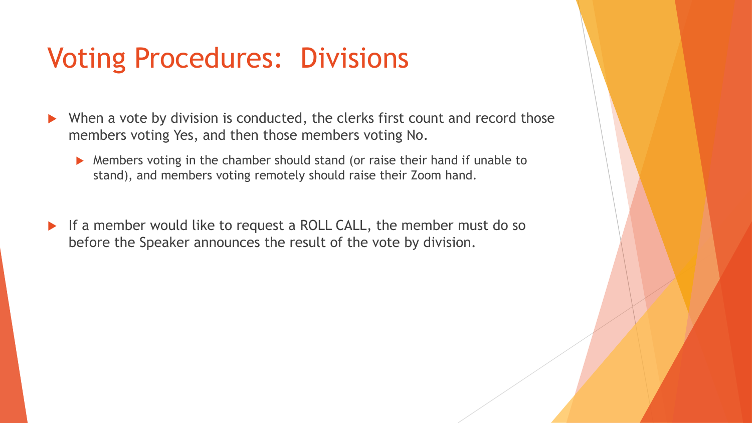# Voting Procedures: Divisions

- When a vote by division is conducted, the clerks first count and record those members voting Yes, and then those members voting No.
  - Members voting in the chamber should stand (or raise their hand if unable to stand), and members voting remotely should raise their Zoom hand.

- If a member would like to request a ROLL CALL, the member must do so before the Speaker announces the result of the vote by division.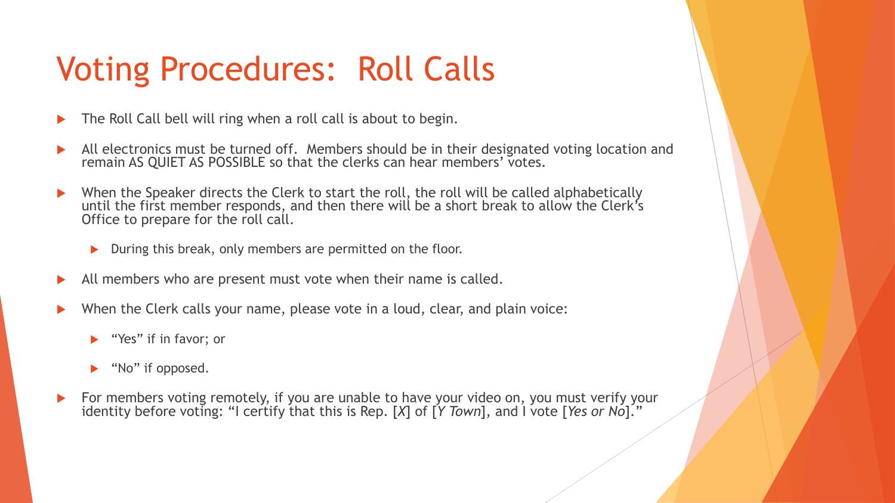# Voting Procedures: Roll Calls

- The Roll Call bell will ring when a roll call is about to begin.
- All electronics must be turned off. Members should be in their designated voting location and remain AS QUIET AS POSSIBLE so that the clerks can hear members' votes.
- When the Speaker directs the Clerk to start the roll, the roll will be called alphabetically until the first member responds, and then there will be a short break to allow the Clerk's Office to prepare for the roll call.
  - During this break, only members are permitted on the floor.
- All members who are present must vote when their name is called.
- When the Clerk calls your name, please vote in a loud, clear, and plain voice:
  - "Yes" if in favor; or
  - "No" if opposed.
- For members voting remotely, if you are unable to have your video on, you must verify your identity before voting: "I certify that this is Rep. [*X*] of [*Y Town*], and I vote [*Yes or No*]."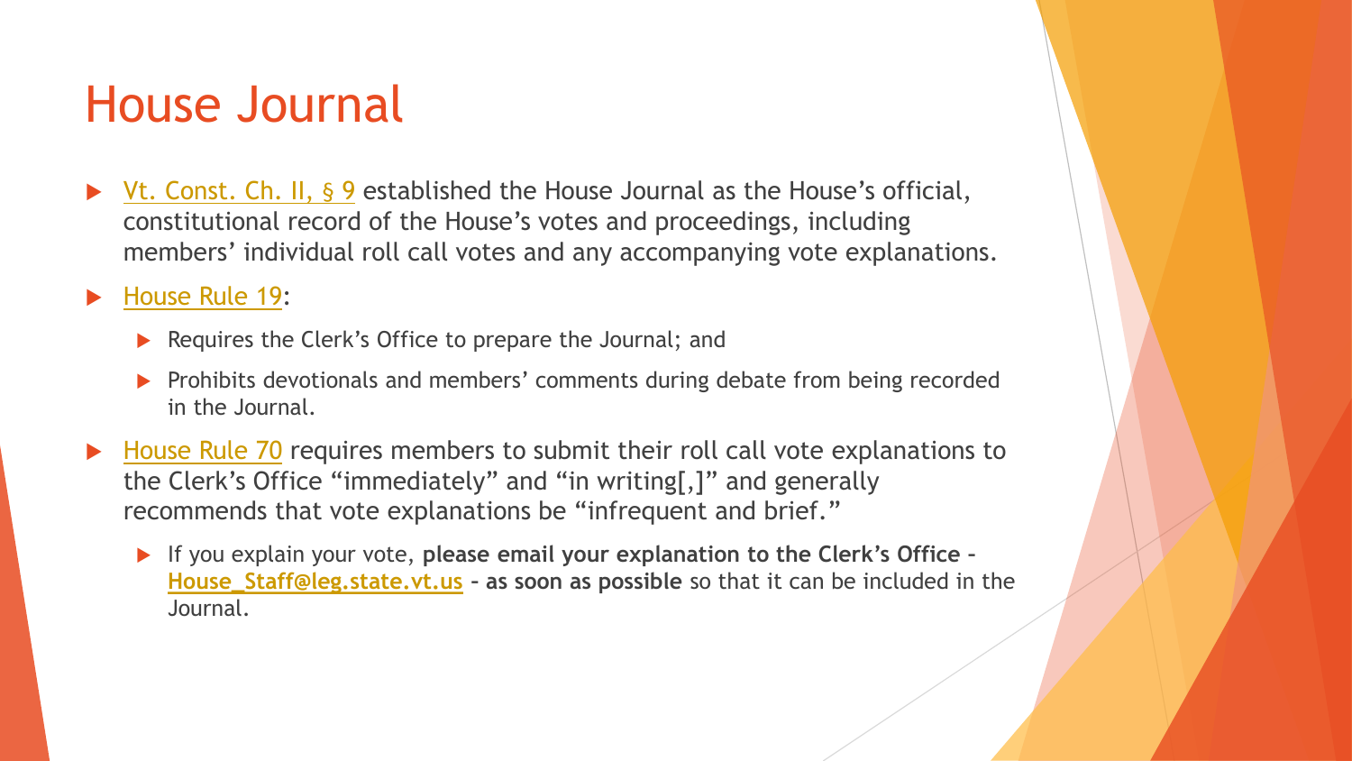# House Journal

- Vt. Const. Ch. II, § 9 established the House Journal as the House's official, constitutional record of the House's votes and proceedings, including members' individual roll call votes and any accompanying vote explanations.
- House Rule 19:
  - Requires the Clerk's Office to prepare the Journal; and
  - Prohibits devotionals and members' comments during debate from being recorded in the Journal.
- House Rule 70 requires members to submit their roll call vote explanations to the Clerk's Office "immediately" and "in writing[,]" and generally recommends that vote explanations be "infrequent and brief."
  - If you explain your vote, **please email your explanation to the Clerk's Office – House_Staff@leg.state.vt.us – as soon as possible** so that it can be included in the Journal.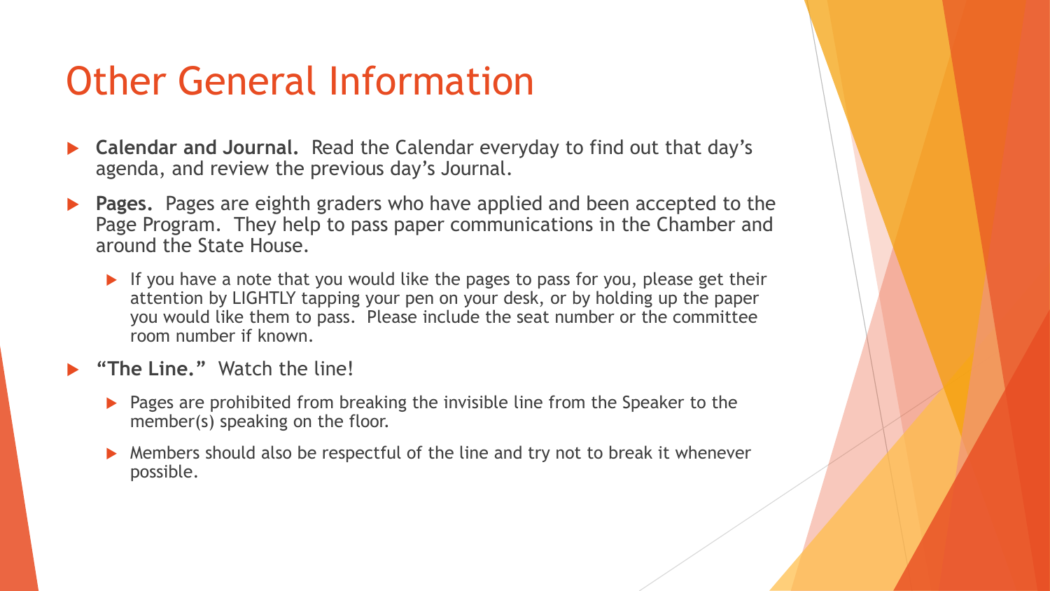# Other General Information

- **Calendar and Journal.** Read the Calendar everyday to find out that day's agenda, and review the previous day's Journal.
- **Pages.** Pages are eighth graders who have applied and been accepted to the Page Program. They help to pass paper communications in the Chamber and around the State House.
  - If you have a note that you would like the pages to pass for you, please get their attention by LIGHTLY tapping your pen on your desk, or by holding up the paper you would like them to pass. Please include the seat number or the committee room number if known.
- **"The Line."** Watch the line!
  - Pages are prohibited from breaking the invisible line from the Speaker to the member(s) speaking on the floor.
  - Members should also be respectful of the line and try not to break it whenever possible.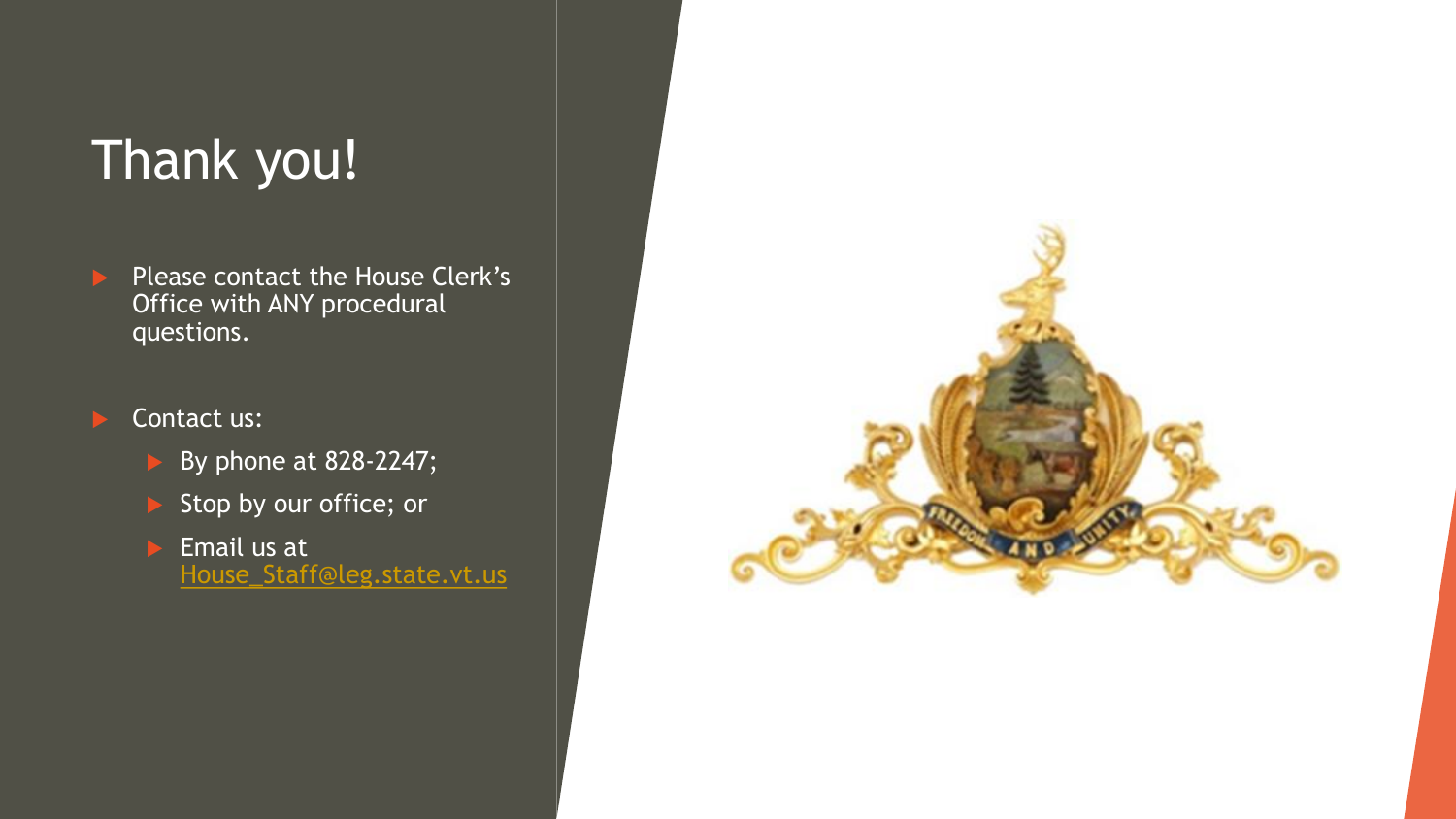# Thank you!

- Please contact the House Clerk's Office with ANY procedural questions.
- Contact us:
  - By phone at 828-2247;
  - Stop by our office; or
  - Email us at House_Staff@leg.state.vt.us